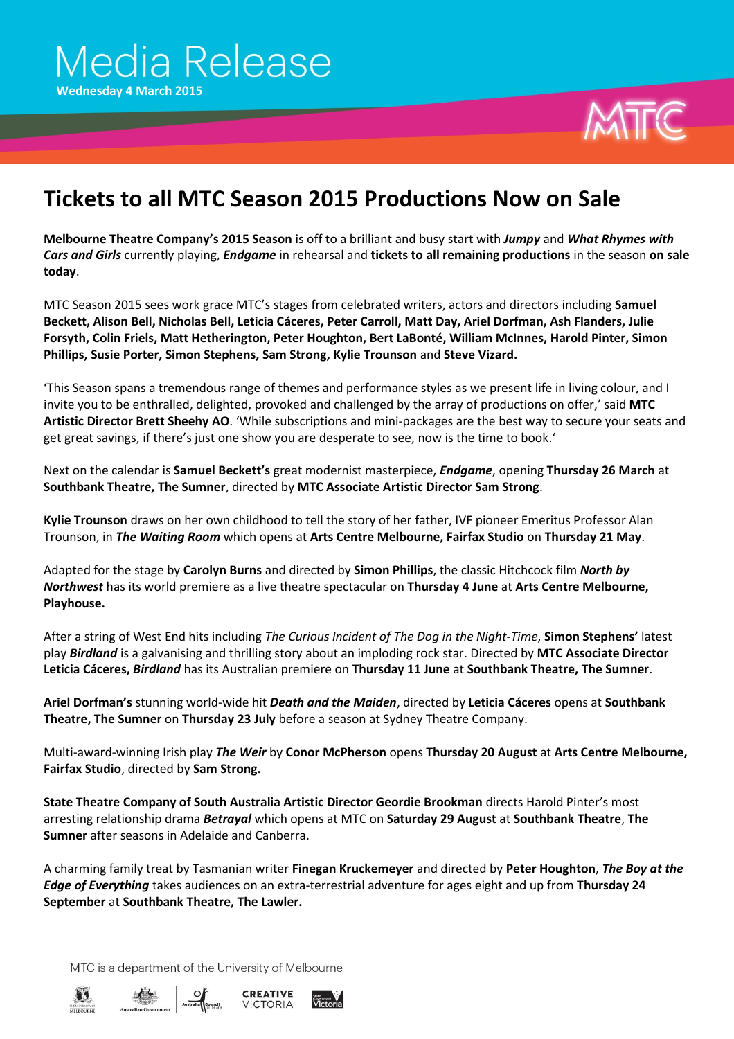# Media Release

**Wednesday 4 March 2015**

## Tickets to all MTC Season 2015 Productions Now on Sale

**Melbourne Theatre Company's 2015 Season** is off to a brilliant and busy start with ***Jumpy*** and ***What Rhymes with Cars and Girls*** currently playing, ***Endgame*** in rehearsal and **tickets to all remaining productions** in the season **on sale today**.

MTC Season 2015 sees work grace MTC's stages from celebrated writers, actors and directors including **Samuel Beckett, Alison Bell, Nicholas Bell, Leticia Cáceres, Peter Carroll, Matt Day, Ariel Dorfman, Ash Flanders, Julie Forsyth, Colin Friels, Matt Hetherington, Peter Houghton, Bert LaBonté, William McInnes, Harold Pinter, Simon Phillips, Susie Porter, Simon Stephens, Sam Strong, Kylie Trounson** and **Steve Vizard.**

'This Season spans a tremendous range of themes and performance styles as we present life in living colour, and I invite you to be enthralled, delighted, provoked and challenged by the array of productions on offer,' said **MTC Artistic Director Brett Sheehy AO**. 'While subscriptions and mini-packages are the best way to secure your seats and get great savings, if there's just one show you are desperate to see, now is the time to book.'

Next on the calendar is **Samuel Beckett's** great modernist masterpiece, ***Endgame***, opening **Thursday 26 March** at **Southbank Theatre, The Sumner**, directed by **MTC Associate Artistic Director Sam Strong**.

**Kylie Trounson** draws on her own childhood to tell the story of her father, IVF pioneer Emeritus Professor Alan Trounson, in ***The Waiting Room*** which opens at **Arts Centre Melbourne, Fairfax Studio** on **Thursday 21 May**.

Adapted for the stage by **Carolyn Burns** and directed by **Simon Phillips**, the classic Hitchcock film ***North by Northwest*** has its world premiere as a live theatre spectacular on **Thursday 4 June** at **Arts Centre Melbourne, Playhouse.**

After a string of West End hits including *The Curious Incident of The Dog in the Night-Time*, **Simon Stephens'** latest play ***Birdland*** is a galvanising and thrilling story about an imploding rock star. Directed by **MTC Associate Director Leticia Cáceres, *Birdland*** has its Australian premiere on **Thursday 11 June** at **Southbank Theatre, The Sumner**.

**Ariel Dorfman's** stunning world-wide hit ***Death and the Maiden***, directed by **Leticia Cáceres** opens at **Southbank Theatre, The Sumner** on **Thursday 23 July** before a season at Sydney Theatre Company.

Multi-award-winning Irish play ***The Weir*** by **Conor McPherson** opens **Thursday 20 August** at **Arts Centre Melbourne, Fairfax Studio**, directed by **Sam Strong.**

**State Theatre Company of South Australia Artistic Director Geordie Brookman** directs Harold Pinter's most arresting relationship drama ***Betrayal*** which opens at MTC on **Saturday 29 August** at **Southbank Theatre**, **The Sumner** after seasons in Adelaide and Canberra.

A charming family treat by Tasmanian writer **Finegan Kruckemeyer** and directed by **Peter Houghton**, ***The Boy at the Edge of Everything*** takes audiences on an extra-terrestrial adventure for ages eight and up from **Thursday 24 September** at **Southbank Theatre, The Lawler.**

MTC is a department of the University of Melbourne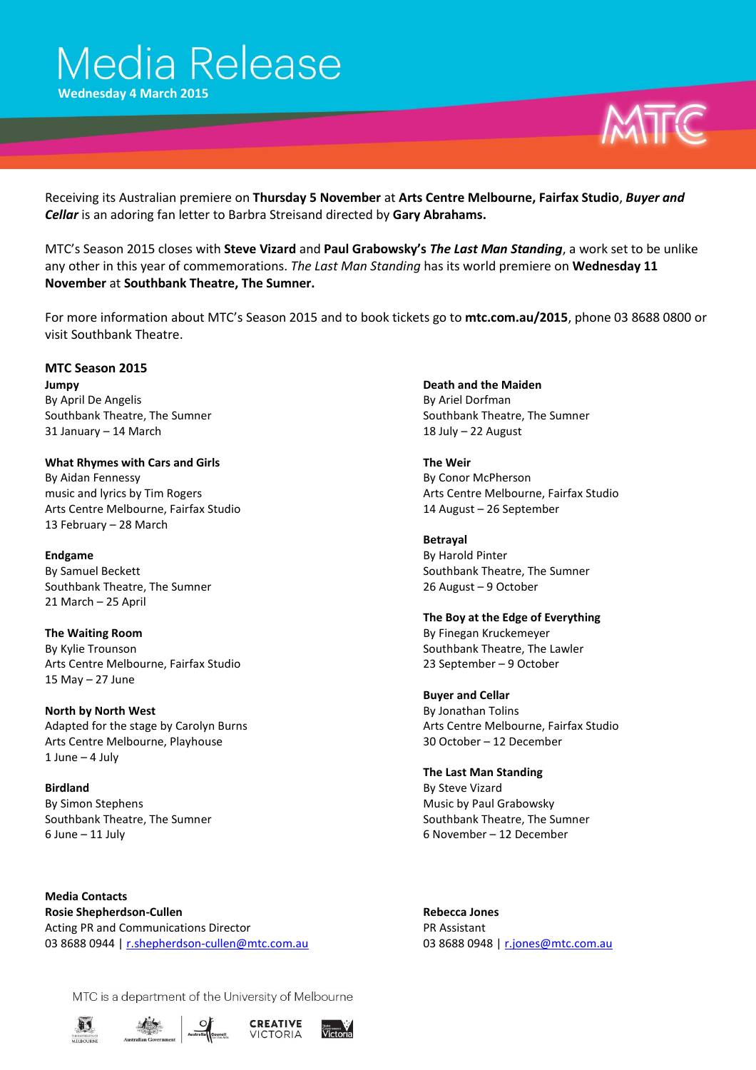# Media Release

**Wednesday 4 March 2015**

Receiving its Australian premiere on **Thursday 5 November** at **Arts Centre Melbourne, Fairfax Studio**, ***Buyer and Cellar*** is an adoring fan letter to Barbra Streisand directed by **Gary Abrahams.**

MTC's Season 2015 closes with **Steve Vizard** and **Paul Grabowsky's** ***The Last Man Standing***, a work set to be unlike any other in this year of commemorations. *The Last Man Standing* has its world premiere on **Wednesday 11 November** at **Southbank Theatre, The Sumner.**

For more information about MTC's Season 2015 and to book tickets go to **mtc.com.au/2015**, phone 03 8688 0800 or visit Southbank Theatre.

## MTC Season 2015

**Jumpy**
By April De Angelis
Southbank Theatre, The Sumner
31 January – 14 March

**What Rhymes with Cars and Girls**
By Aidan Fennessy
music and lyrics by Tim Rogers
Arts Centre Melbourne, Fairfax Studio
13 February – 28 March

**Endgame**
By Samuel Beckett
Southbank Theatre, The Sumner
21 March – 25 April

**The Waiting Room**
By Kylie Trounson
Arts Centre Melbourne, Fairfax Studio
15 May – 27 June

**North by North West**
Adapted for the stage by Carolyn Burns
Arts Centre Melbourne, Playhouse
1 June – 4 July

**Birdland**
By Simon Stephens
Southbank Theatre, The Sumner
6 June – 11 July

**Death and the Maiden**
By Ariel Dorfman
Southbank Theatre, The Sumner
18 July – 22 August

**The Weir**
By Conor McPherson
Arts Centre Melbourne, Fairfax Studio
14 August – 26 September

**Betrayal**
By Harold Pinter
Southbank Theatre, The Sumner
26 August – 9 October

**The Boy at the Edge of Everything**
By Finegan Kruckemeyer
Southbank Theatre, The Lawler
23 September – 9 October

**Buyer and Cellar**
By Jonathan Tolins
Arts Centre Melbourne, Fairfax Studio
30 October – 12 December

**The Last Man Standing**
By Steve Vizard
Music by Paul Grabowsky
Southbank Theatre, The Sumner
6 November – 12 December

**Media Contacts**

**Rosie Shepherdson-Cullen**
Acting PR and Communications Director
03 8688 0944 | r.shepherdson-cullen@mtc.com.au

**Rebecca Jones**
PR Assistant
03 8688 0948 | r.jones@mtc.com.au

MTC is a department of the University of Melbourne